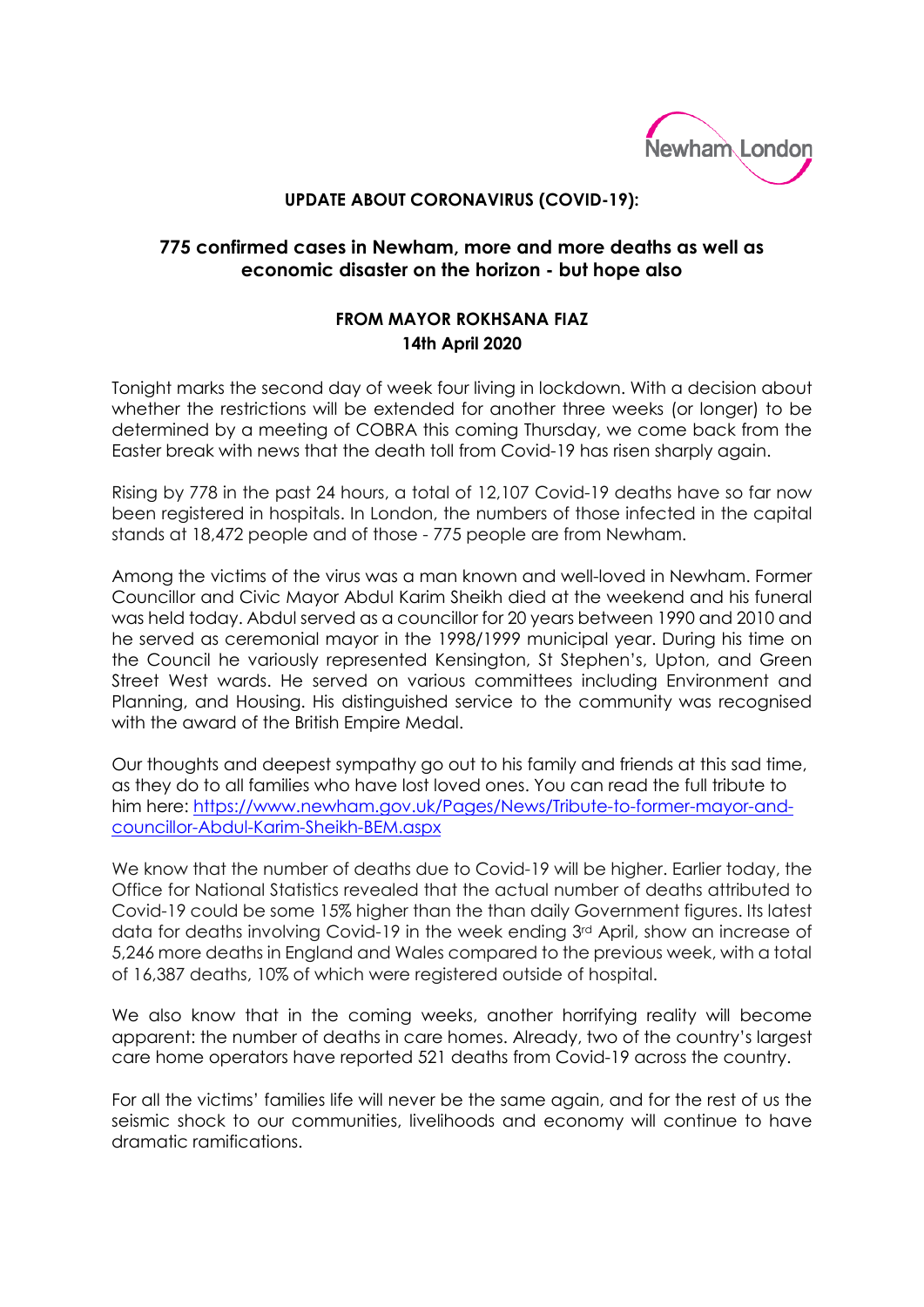Newham London

**UPDATE ABOUT CORONAVIRUS (COVID-19):**

## 775 confirmed cases in Newham, more and more deaths as well as economic disaster on the horizon - but hope also

**FROM MAYOR ROKHSANA FIAZ**
**14th April 2020**

Tonight marks the second day of week four living in lockdown. With a decision about whether the restrictions will be extended for another three weeks (or longer) to be determined by a meeting of COBRA this coming Thursday, we come back from the Easter break with news that the death toll from Covid-19 has risen sharply again.

Rising by 778 in the past 24 hours, a total of 12,107 Covid-19 deaths have so far now been registered in hospitals. In London, the numbers of those infected in the capital stands at 18,472 people and of those - 775 people are from Newham.

Among the victims of the virus was a man known and well-loved in Newham. Former Councillor and Civic Mayor Abdul Karim Sheikh died at the weekend and his funeral was held today. Abdul served as a councillor for 20 years between 1990 and 2010 and he served as ceremonial mayor in the 1998/1999 municipal year. During his time on the Council he variously represented Kensington, St Stephen's, Upton, and Green Street West wards. He served on various committees including Environment and Planning, and Housing. His distinguished service to the community was recognised with the award of the British Empire Medal.

Our thoughts and deepest sympathy go out to his family and friends at this sad time, as they do to all families who have lost loved ones. You can read the full tribute to him here: https://www.newham.gov.uk/Pages/News/Tribute-to-former-mayor-and-councillor-Abdul-Karim-Sheikh-BEM.aspx

We know that the number of deaths due to Covid-19 will be higher. Earlier today, the Office for National Statistics revealed that the actual number of deaths attributed to Covid-19 could be some 15% higher than the than daily Government figures. Its latest data for deaths involving Covid-19 in the week ending 3rd April, show an increase of 5,246 more deaths in England and Wales compared to the previous week, with a total of 16,387 deaths, 10% of which were registered outside of hospital.

We also know that in the coming weeks, another horrifying reality will become apparent: the number of deaths in care homes. Already, two of the country's largest care home operators have reported 521 deaths from Covid-19 across the country.

For all the victims' families life will never be the same again, and for the rest of us the seismic shock to our communities, livelihoods and economy will continue to have dramatic ramifications.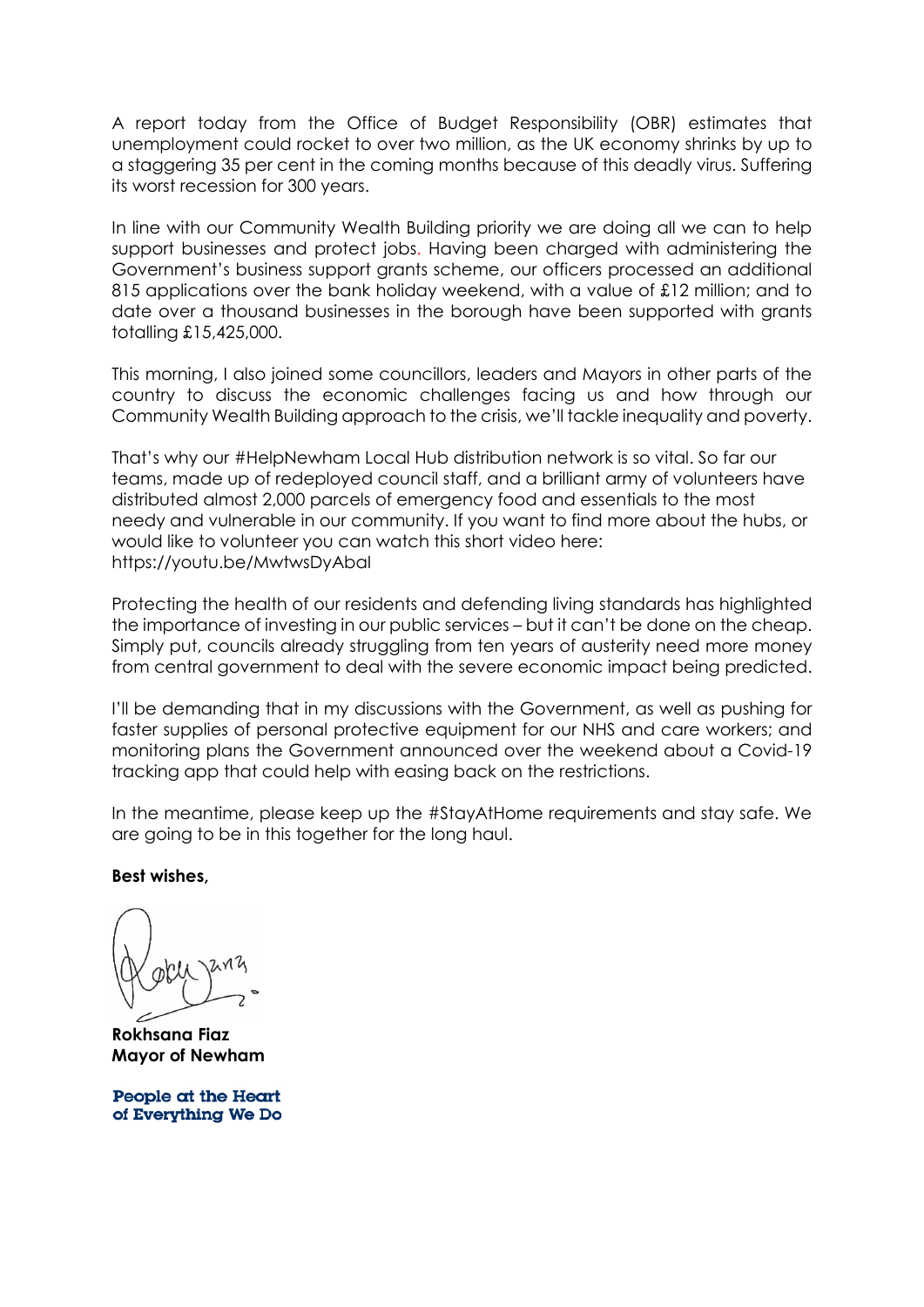A report today from the Office of Budget Responsibility (OBR) estimates that unemployment could rocket to over two million, as the UK economy shrinks by up to a staggering 35 per cent in the coming months because of this deadly virus. Suffering its worst recession for 300 years.

In line with our Community Wealth Building priority we are doing all we can to help support businesses and protect jobs. Having been charged with administering the Government's business support grants scheme, our officers processed an additional 815 applications over the bank holiday weekend, with a value of £12 million; and to date over a thousand businesses in the borough have been supported with grants totalling £15,425,000.

This morning, I also joined some councillors, leaders and Mayors in other parts of the country to discuss the economic challenges facing us and how through our Community Wealth Building approach to the crisis, we'll tackle inequality and poverty.

That's why our #HelpNewham Local Hub distribution network is so vital. So far our teams, made up of redeployed council staff, and a brilliant army of volunteers have distributed almost 2,000 parcels of emergency food and essentials to the most needy and vulnerable in our community. If you want to find more about the hubs, or would like to volunteer you can watch this short video here: https://youtu.be/MwtwsDyAbaI

Protecting the health of our residents and defending living standards has highlighted the importance of investing in our public services – but it can't be done on the cheap. Simply put, councils already struggling from ten years of austerity need more money from central government to deal with the severe economic impact being predicted.

I'll be demanding that in my discussions with the Government, as well as pushing for faster supplies of personal protective equipment for our NHS and care workers; and monitoring plans the Government announced over the weekend about a Covid-19 tracking app that could help with easing back on the restrictions.

In the meantime, please keep up the #StayAtHome requirements and stay safe. We are going to be in this together for the long haul.

**Best wishes,**

**Rokhsana Fiaz**
**Mayor of Newham**

**People at the Heart of Everything We Do**